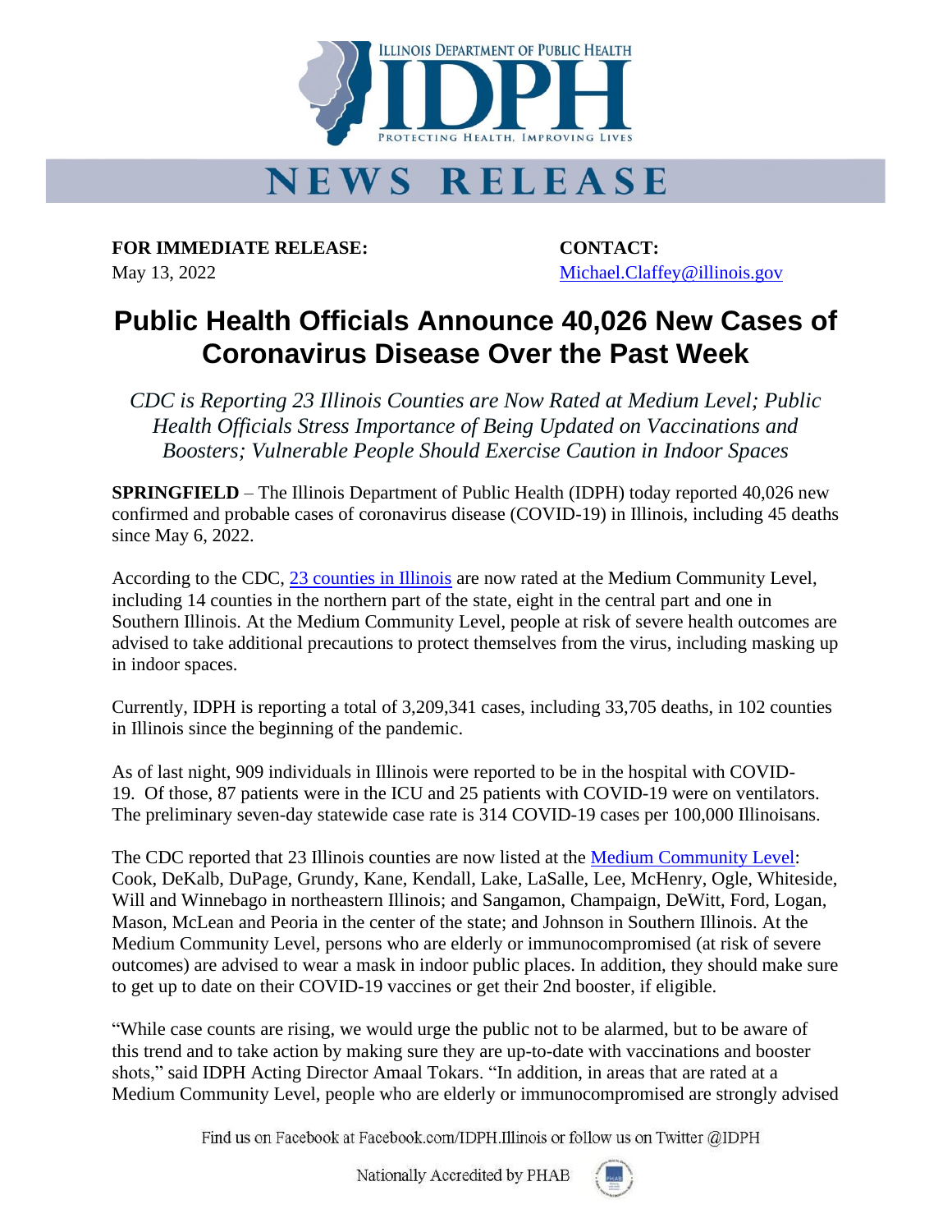ILLINOIS DEPARTMENT OF PUBLIC HEALTH

IDPH

PROTECTING HEALTH, IMPROVING LIVES

# NEWS RELEASE

**FOR IMMEDIATE RELEASE:**
May 13, 2022

**CONTACT:**
Michael.Claffey@illinois.gov

# Public Health Officials Announce 40,026 New Cases of Coronavirus Disease Over the Past Week

*CDC is Reporting 23 Illinois Counties are Now Rated at Medium Level; Public Health Officials Stress Importance of Being Updated on Vaccinations and Boosters; Vulnerable People Should Exercise Caution in Indoor Spaces*

**SPRINGFIELD** – The Illinois Department of Public Health (IDPH) today reported 40,026 new confirmed and probable cases of coronavirus disease (COVID-19) in Illinois, including 45 deaths since May 6, 2022.

According to the CDC, 23 counties in Illinois are now rated at the Medium Community Level, including 14 counties in the northern part of the state, eight in the central part and one in Southern Illinois. At the Medium Community Level, people at risk of severe health outcomes are advised to take additional precautions to protect themselves from the virus, including masking up in indoor spaces.

Currently, IDPH is reporting a total of 3,209,341 cases, including 33,705 deaths, in 102 counties in Illinois since the beginning of the pandemic.

As of last night, 909 individuals in Illinois were reported to be in the hospital with COVID-19. Of those, 87 patients were in the ICU and 25 patients with COVID-19 were on ventilators. The preliminary seven-day statewide case rate is 314 COVID-19 cases per 100,000 Illinoisans.

The CDC reported that 23 Illinois counties are now listed at the Medium Community Level: Cook, DeKalb, DuPage, Grundy, Kane, Kendall, Lake, LaSalle, Lee, McHenry, Ogle, Whiteside, Will and Winnebago in northeastern Illinois; and Sangamon, Champaign, DeWitt, Ford, Logan, Mason, McLean and Peoria in the center of the state; and Johnson in Southern Illinois. At the Medium Community Level, persons who are elderly or immunocompromised (at risk of severe outcomes) are advised to wear a mask in indoor public places. In addition, they should make sure to get up to date on their COVID-19 vaccines or get their 2nd booster, if eligible.

"While case counts are rising, we would urge the public not to be alarmed, but to be aware of this trend and to take action by making sure they are up-to-date with vaccinations and booster shots," said IDPH Acting Director Amaal Tokars. "In addition, in areas that are rated at a Medium Community Level, people who are elderly or immunocompromised are strongly advised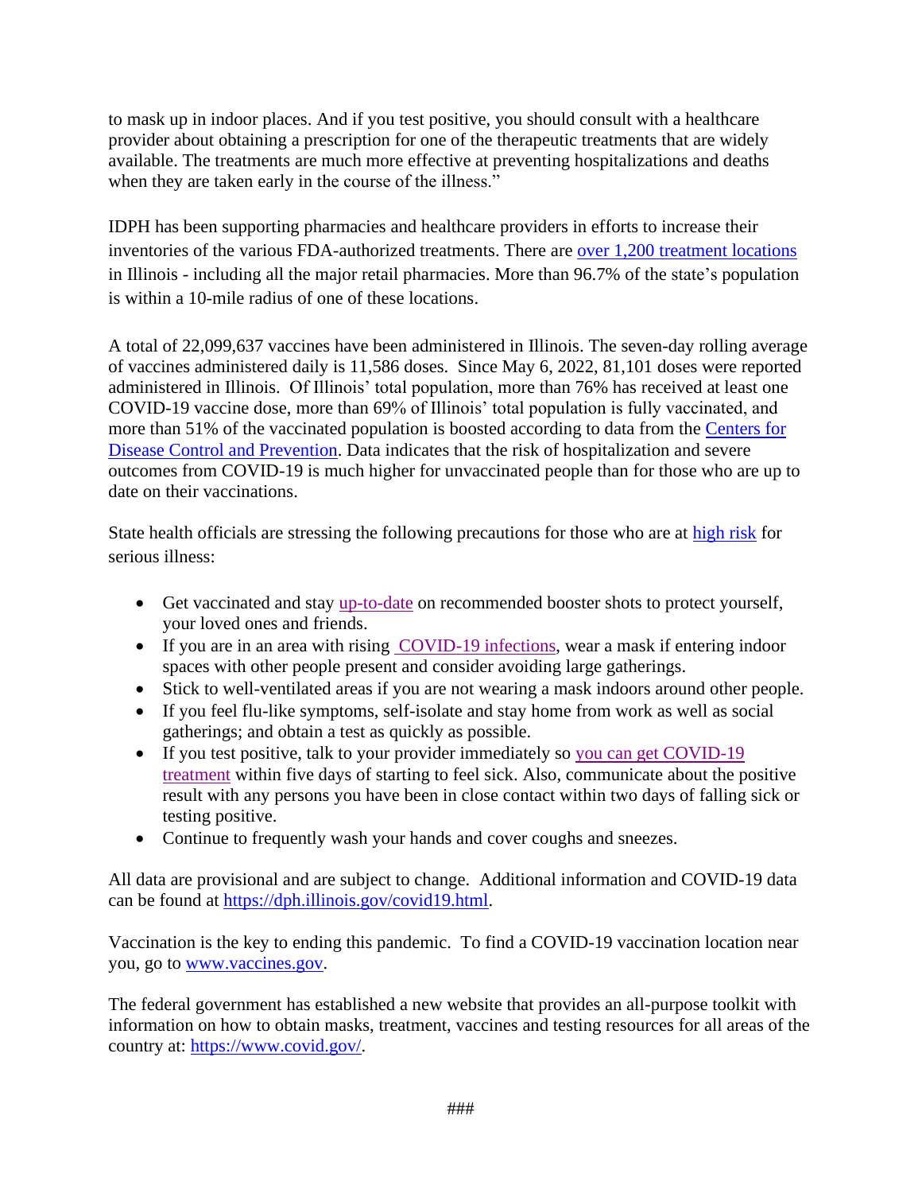to mask up in indoor places. And if you test positive, you should consult with a healthcare provider about obtaining a prescription for one of the therapeutic treatments that are widely available. The treatments are much more effective at preventing hospitalizations and deaths when they are taken early in the course of the illness."

IDPH has been supporting pharmacies and healthcare providers in efforts to increase their inventories of the various FDA-authorized treatments. There are over 1,200 treatment locations in Illinois - including all the major retail pharmacies. More than 96.7% of the state's population is within a 10-mile radius of one of these locations.

A total of 22,099,637 vaccines have been administered in Illinois. The seven-day rolling average of vaccines administered daily is 11,586 doses. Since May 6, 2022, 81,101 doses were reported administered in Illinois. Of Illinois' total population, more than 76% has received at least one COVID-19 vaccine dose, more than 69% of Illinois' total population is fully vaccinated, and more than 51% of the vaccinated population is boosted according to data from the Centers for Disease Control and Prevention. Data indicates that the risk of hospitalization and severe outcomes from COVID-19 is much higher for unvaccinated people than for those who are up to date on their vaccinations.

State health officials are stressing the following precautions for those who are at high risk for serious illness:

- Get vaccinated and stay up-to-date on recommended booster shots to protect yourself, your loved ones and friends.
- If you are in an area with rising COVID-19 infections, wear a mask if entering indoor spaces with other people present and consider avoiding large gatherings.
- Stick to well-ventilated areas if you are not wearing a mask indoors around other people.
- If you feel flu-like symptoms, self-isolate and stay home from work as well as social gatherings; and obtain a test as quickly as possible.
- If you test positive, talk to your provider immediately so you can get COVID-19 treatment within five days of starting to feel sick. Also, communicate about the positive result with any persons you have been in close contact within two days of falling sick or testing positive.
- Continue to frequently wash your hands and cover coughs and sneezes.

All data are provisional and are subject to change. Additional information and COVID-19 data can be found at https://dph.illinois.gov/covid19.html.

Vaccination is the key to ending this pandemic. To find a COVID-19 vaccination location near you, go to www.vaccines.gov.

The federal government has established a new website that provides an all-purpose toolkit with information on how to obtain masks, treatment, vaccines and testing resources for all areas of the country at: https://www.covid.gov/.

###